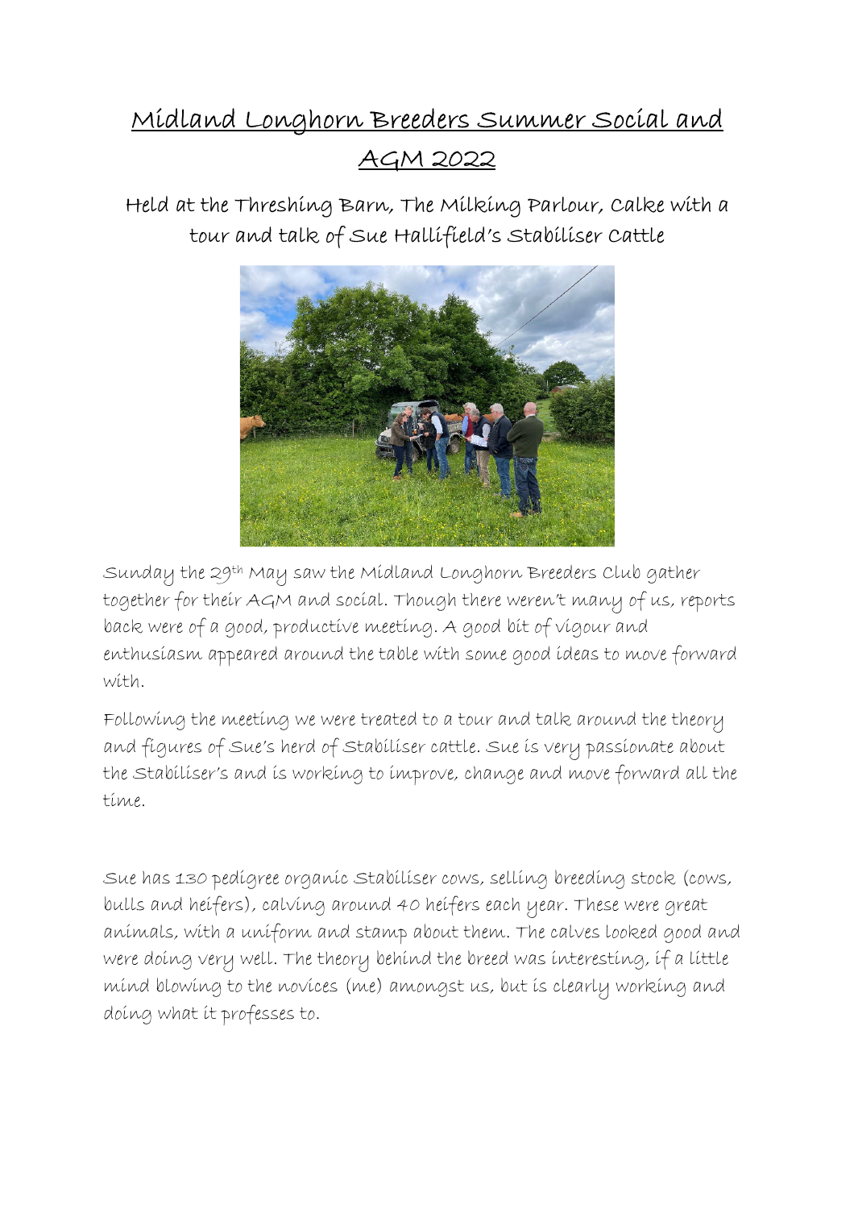# Midland Longhorn Breeders Summer Social and AGM 2022

Held at the Threshing Barn, The Milking Parlour, Calke with a tour and talk of Sue Hallifield's Stabiliser Cattle

Sunday the 29th May saw the Midland Longhorn Breeders Club gather together for their AGM and social. Though there weren't many of us, reports back were of a good, productive meeting. A good bit of vigour and enthusiasm appeared around the table with some good ideas to move forward with.

Following the meeting we were treated to a tour and talk around the theory and figures of Sue's herd of Stabiliser cattle. Sue is very passionate about the Stabiliser's and is working to improve, change and move forward all the time.

Sue has 130 pedigree organic Stabiliser cows, selling breeding stock (cows, bulls and heifers), calving around 40 heifers each year. These were great animals, with a uniform and stamp about them. The calves looked good and were doing very well. The theory behind the breed was interesting, if a little mind blowing to the novices (me) amongst us, but is clearly working and doing what it professes to.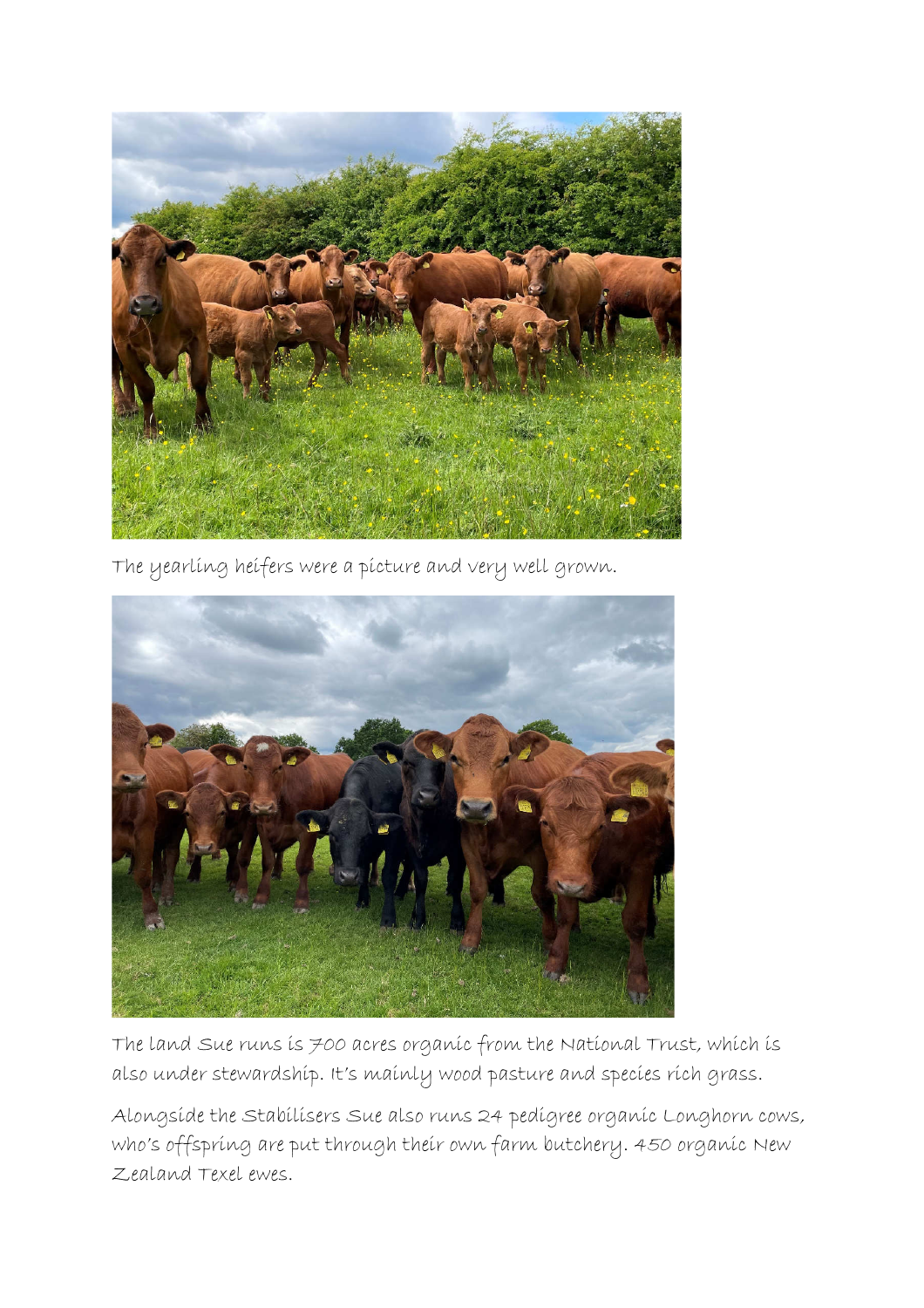The yearling heifers were a picture and very well grown.

The land Sue runs is 700 acres organic from the National Trust, which is also under stewardship. It's mainly wood pasture and species rich grass.

Alongside the Stabilisers Sue also runs 24 pedigree organic Longhorn cows, who's offspring are put through their own farm butchery. 450 organic New Zealand Texel ewes.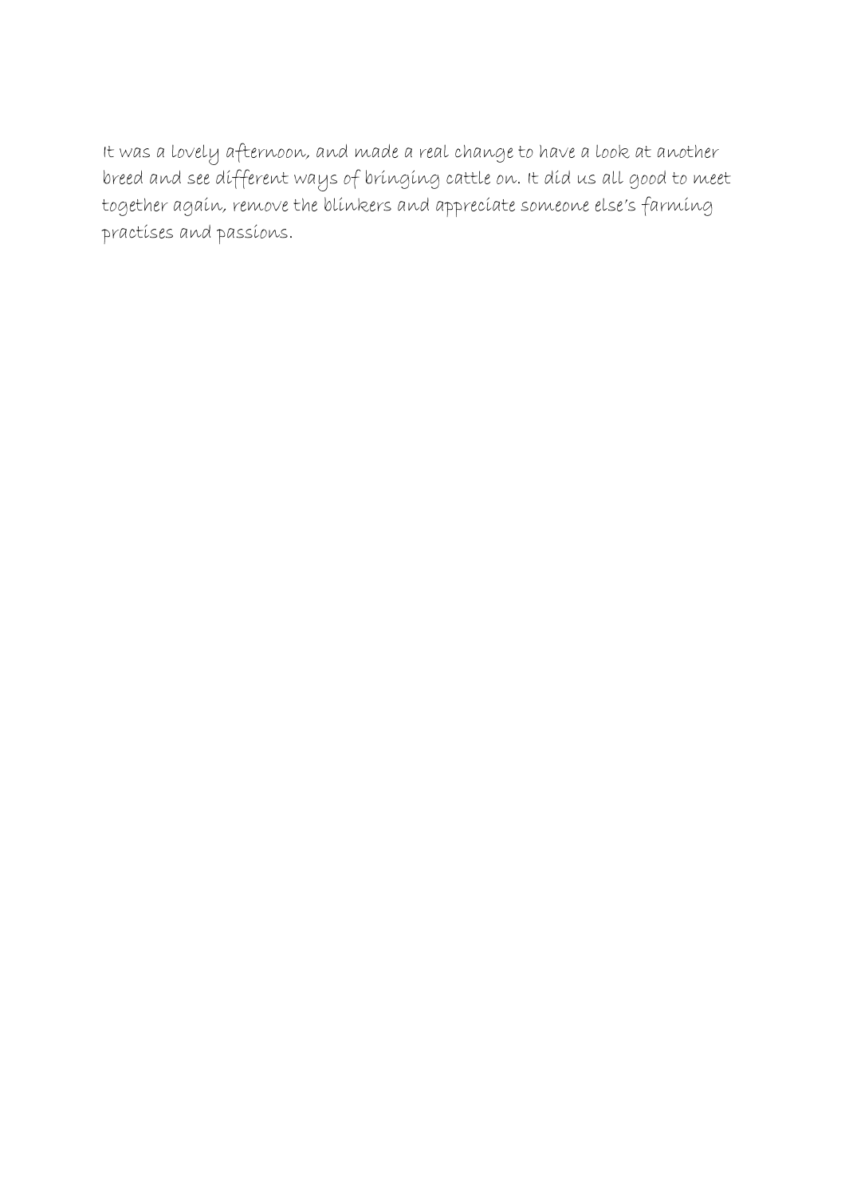It was a lovely afternoon, and made a real change to have a look at another breed and see different ways of bringing cattle on. It did us all good to meet together again, remove the blinkers and appreciate someone else's farming practises and passions.